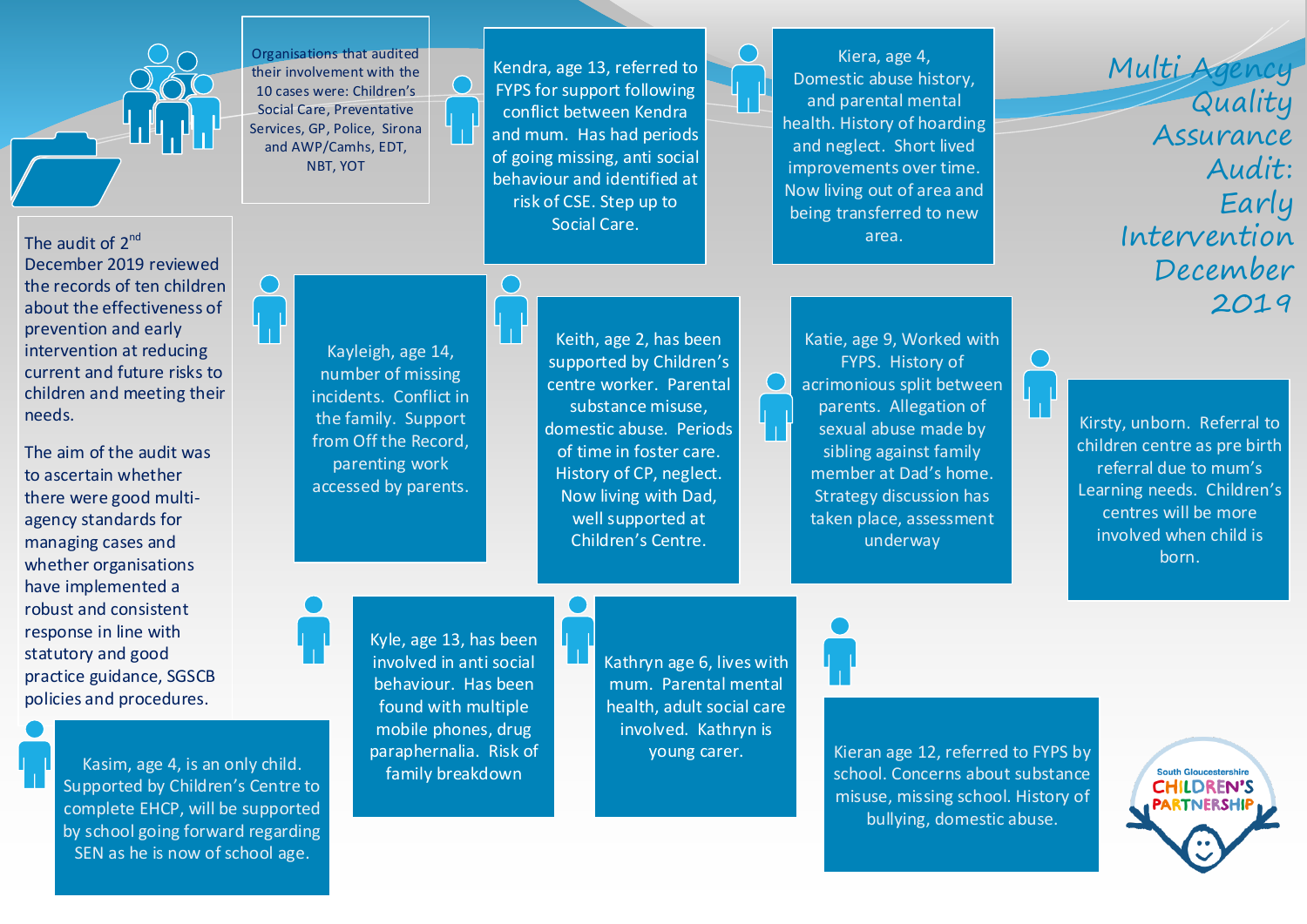# Multi Agency Quality Assurance Audit: Early Intervention December 2019

Organisations that audited their involvement with the 10 cases were: Children's Social Care, Preventative Services, GP, Police, Sirona and AWP/Camhs, EDT, NBT, YOT

The audit of 2nd December 2019 reviewed the records of ten children about the effectiveness of prevention and early intervention at reducing current and future risks to children and meeting their needs.

The aim of the audit was to ascertain whether there were good multi-agency standards for managing cases and whether organisations have implemented a robust and consistent response in line with statutory and good practice guidance, SGSCB policies and procedures.

Kendra, age 13, referred to FYPS for support following conflict between Kendra and mum. Has had periods of going missing, anti social behaviour and identified at risk of CSE. Step up to Social Care.

Kiera, age 4, Domestic abuse history, and parental mental health. History of hoarding and neglect. Short lived improvements over time. Now living out of area and being transferred to new area.

Kayleigh, age 14, number of missing incidents. Conflict in the family. Support from Off the Record, parenting work accessed by parents.

Keith, age 2, has been supported by Children's centre worker. Parental substance misuse, domestic abuse. Periods of time in foster care. History of CP, neglect. Now living with Dad, well supported at Children's Centre.

Katie, age 9, Worked with FYPS. History of acrimonious split between parents. Allegation of sexual abuse made by sibling against family member at Dad's home. Strategy discussion has taken place, assessment underway

Kirsty, unborn. Referral to children centre as pre birth referral due to mum's Learning needs. Children's centres will be more involved when child is born.

Kyle, age 13, has been involved in anti social behaviour. Has been found with multiple mobile phones, drug paraphernalia. Risk of family breakdown

Kathryn age 6, lives with mum. Parental mental health, adult social care involved. Kathryn is young carer.

Kasim, age 4, is an only child. Supported by Children's Centre to complete EHCP, will be supported by school going forward regarding SEN as he is now of school age.

Kieran age 12, referred to FYPS by school. Concerns about substance misuse, missing school. History of bullying, domestic abuse.

South Gloucestershire Children's Partnership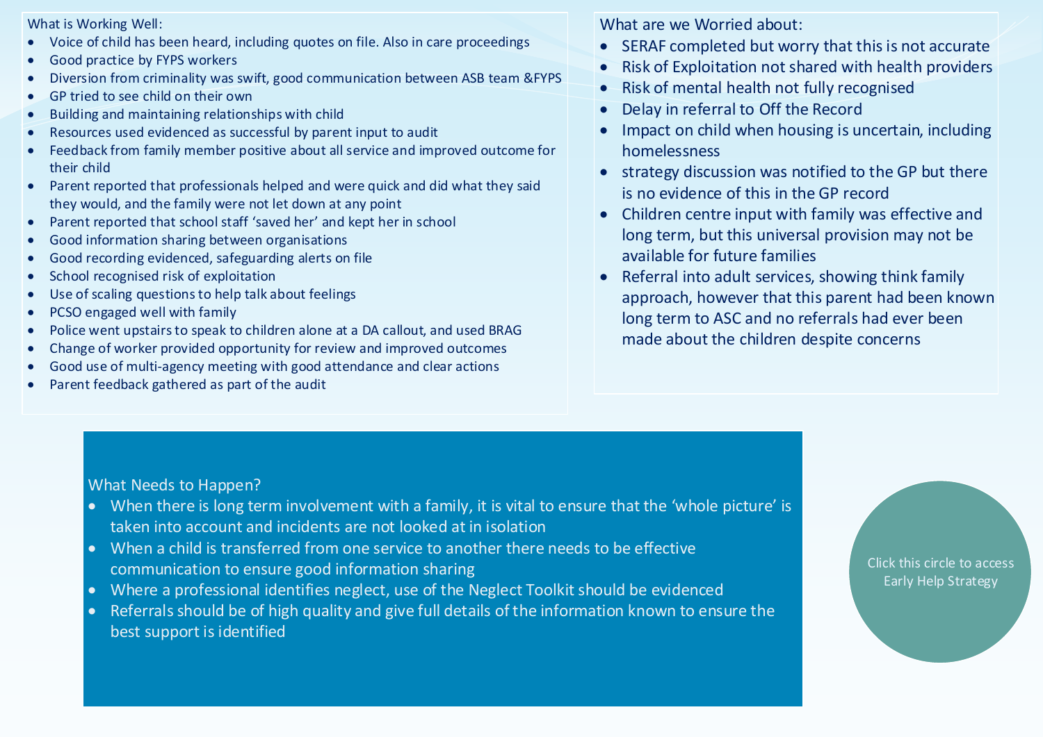## What is Working Well:

- Voice of child has been heard, including quotes on file. Also in care proceedings
- Good practice by FYPS workers
- Diversion from criminality was swift, good communication between ASB team &FYPS
- GP tried to see child on their own
- Building and maintaining relationships with child
- Resources used evidenced as successful by parent input to audit
- Feedback from family member positive about all service and improved outcome for their child
- Parent reported that professionals helped and were quick and did what they said they would, and the family were not let down at any point
- Parent reported that school staff 'saved her' and kept her in school
- Good information sharing between organisations
- Good recording evidenced, safeguarding alerts on file
- School recognised risk of exploitation
- Use of scaling questions to help talk about feelings
- PCSO engaged well with family
- Police went upstairs to speak to children alone at a DA callout, and used BRAG
- Change of worker provided opportunity for review and improved outcomes
- Good use of multi-agency meeting with good attendance and clear actions
- Parent feedback gathered as part of the audit

## What are we Worried about:

- SERAF completed but worry that this is not accurate
- Risk of Exploitation not shared with health providers
- Risk of mental health not fully recognised
- Delay in referral to Off the Record
- Impact on child when housing is uncertain, including homelessness
- strategy discussion was notified to the GP but there is no evidence of this in the GP record
- Children centre input with family was effective and long term, but this universal provision may not be available for future families
- Referral into adult services, showing think family approach, however that this parent had been known long term to ASC and no referrals had ever been made about the children despite concerns

## What Needs to Happen?

- When there is long term involvement with a family, it is vital to ensure that the 'whole picture' is taken into account and incidents are not looked at in isolation
- When a child is transferred from one service to another there needs to be effective communication to ensure good information sharing
- Where a professional identifies neglect, use of the Neglect Toolkit should be evidenced
- Referrals should be of high quality and give full details of the information known to ensure the best support is identified

Click this circle to access Early Help Strategy